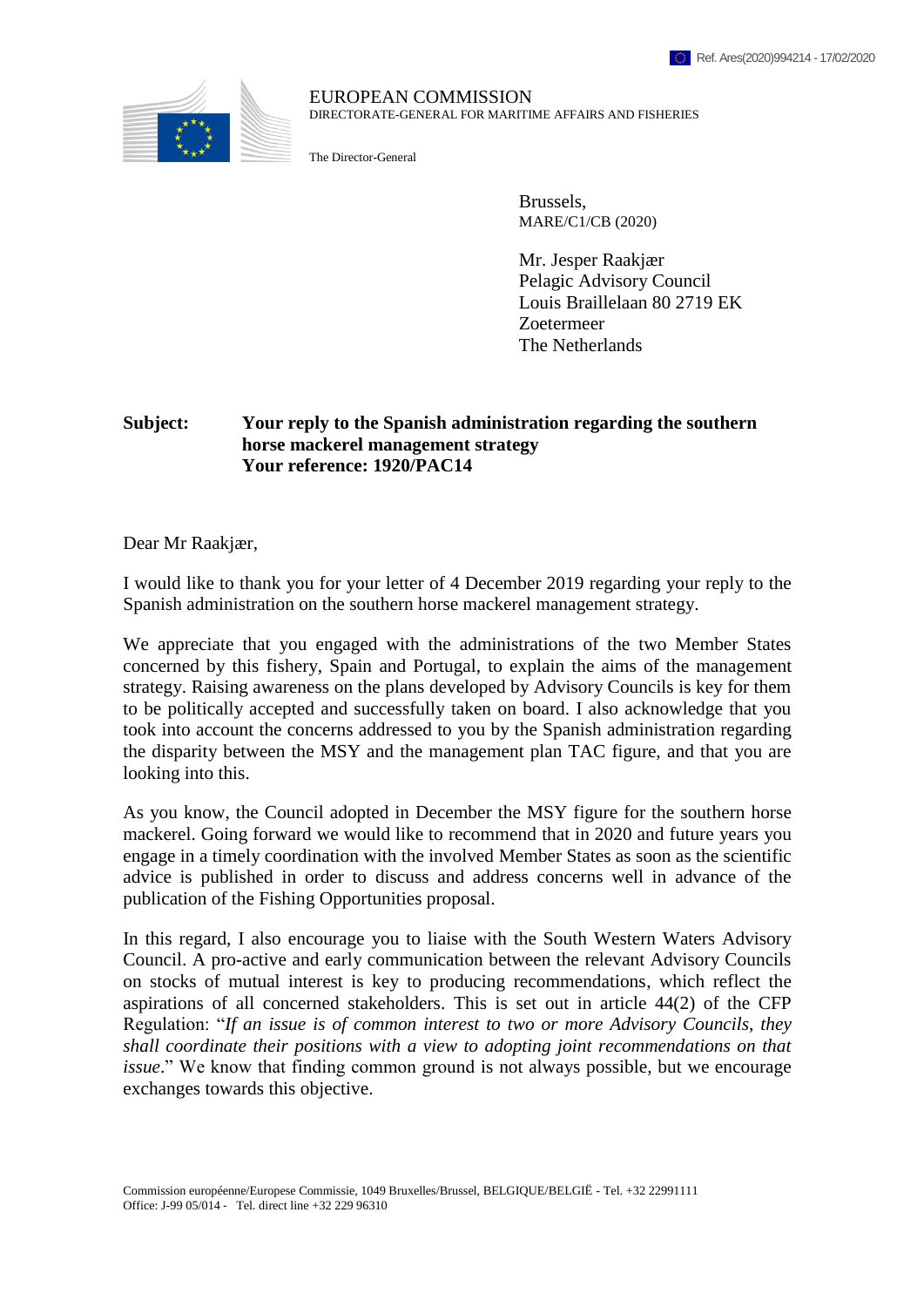Ref. Ares(2020)994214 - 17/02/2020

EUROPEAN COMMISSION
DIRECTORATE-GENERAL FOR MARITIME AFFAIRS AND FISHERIES

The Director-General

Brussels,
MARE/C1/CB (2020)

Mr. Jesper Raakjær
Pelagic Advisory Council
Louis Braillelaan 80 2719 EK
Zoetermeer
The Netherlands

**Subject: Your reply to the Spanish administration regarding the southern horse mackerel management strategy**
**Your reference: 1920/PAC14**

Dear Mr Raakjær,

I would like to thank you for your letter of 4 December 2019 regarding your reply to the Spanish administration on the southern horse mackerel management strategy.

We appreciate that you engaged with the administrations of the two Member States concerned by this fishery, Spain and Portugal, to explain the aims of the management strategy. Raising awareness on the plans developed by Advisory Councils is key for them to be politically accepted and successfully taken on board. I also acknowledge that you took into account the concerns addressed to you by the Spanish administration regarding the disparity between the MSY and the management plan TAC figure, and that you are looking into this.

As you know, the Council adopted in December the MSY figure for the southern horse mackerel. Going forward we would like to recommend that in 2020 and future years you engage in a timely coordination with the involved Member States as soon as the scientific advice is published in order to discuss and address concerns well in advance of the publication of the Fishing Opportunities proposal.

In this regard, I also encourage you to liaise with the South Western Waters Advisory Council. A pro-active and early communication between the relevant Advisory Councils on stocks of mutual interest is key to producing recommendations, which reflect the aspirations of all concerned stakeholders. This is set out in article 44(2) of the CFP Regulation: "*If an issue is of common interest to two or more Advisory Councils, they shall coordinate their positions with a view to adopting joint recommendations on that issue*." We know that finding common ground is not always possible, but we encourage exchanges towards this objective.

Commission européenne/Europese Commissie, 1049 Bruxelles/Brussel, BELGIQUE/BELGIË - Tel. +32 22991111
Office: J-99 05/014 - Tel. direct line +32 229 96310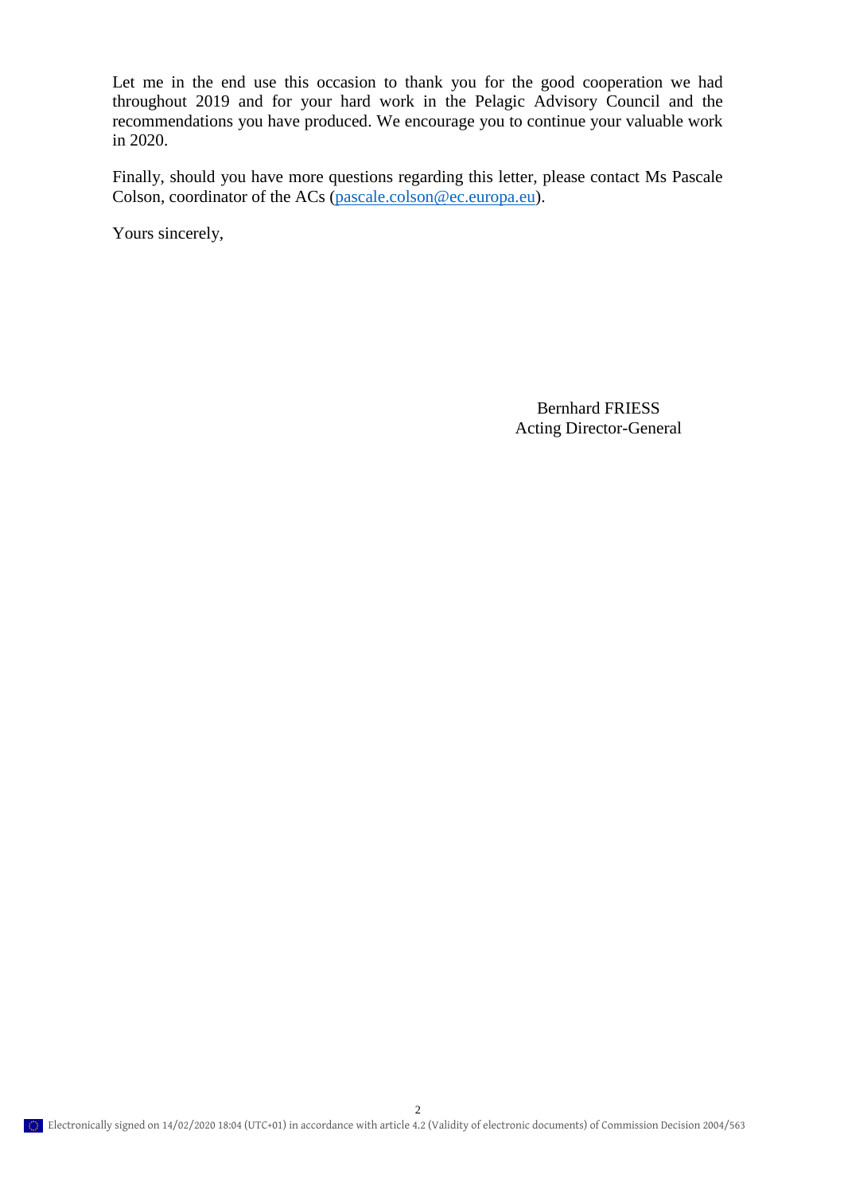Let me in the end use this occasion to thank you for the good cooperation we had throughout 2019 and for your hard work in the Pelagic Advisory Council and the recommendations you have produced. We encourage you to continue your valuable work in 2020.

Finally, should you have more questions regarding this letter, please contact Ms Pascale Colson, coordinator of the ACs (pascale.colson@ec.europa.eu).

Yours sincerely,

Bernhard FRIESS
Acting Director-General

Electronically signed on 14/02/2020 18:04 (UTC+01) in accordance with article 4.2 (Validity of electronic documents) of Commission Decision 2004/563